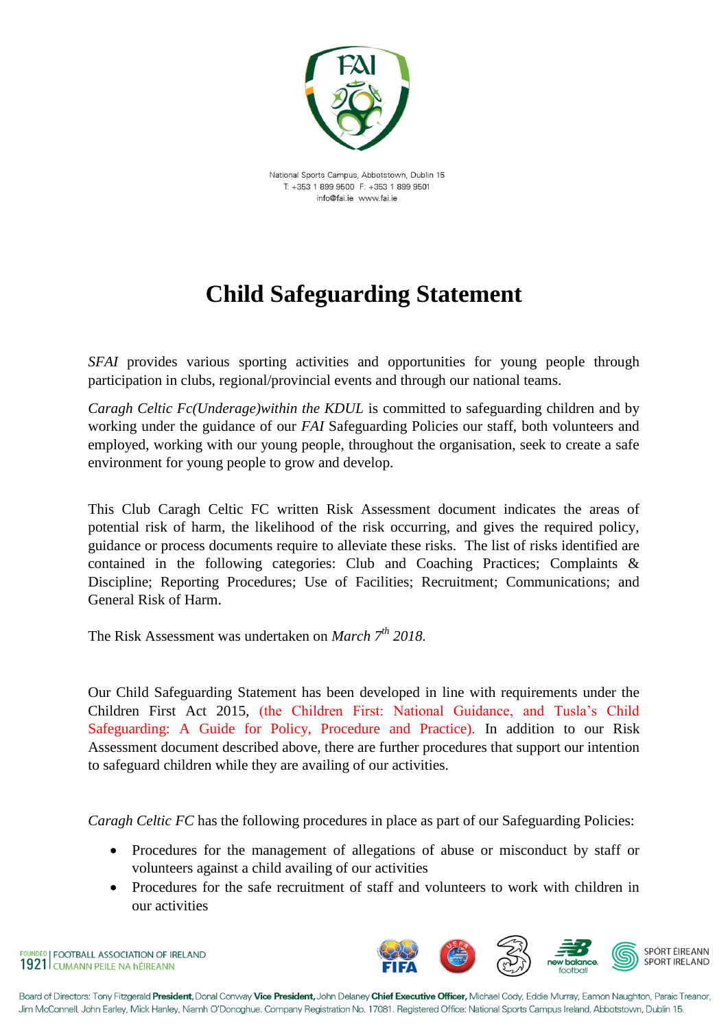National Sports Campus, Abbotstown, Dublin 15
T: +353 1 899 9500 F: +353 1 899 9501
info@fai.ie www.fai.ie

# Child Safeguarding Statement

*SFAI* provides various sporting activities and opportunities for young people through participation in clubs, regional/provincial events and through our national teams.

*Caragh Celtic Fc(Underage)within the KDUL* is committed to safeguarding children and by working under the guidance of our *FAI* Safeguarding Policies our staff, both volunteers and employed, working with our young people, throughout the organisation, seek to create a safe environment for young people to grow and develop.

This Club Caragh Celtic FC written Risk Assessment document indicates the areas of potential risk of harm, the likelihood of the risk occurring, and gives the required policy, guidance or process documents require to alleviate these risks. The list of risks identified are contained in the following categories: Club and Coaching Practices; Complaints & Discipline; Reporting Procedures; Use of Facilities; Recruitment; Communications; and General Risk of Harm.

The Risk Assessment was undertaken on *March 7th 2018.*

Our Child Safeguarding Statement has been developed in line with requirements under the Children First Act 2015, (the Children First: National Guidance, and Tusla's Child Safeguarding: A Guide for Policy, Procedure and Practice). In addition to our Risk Assessment document described above, there are further procedures that support our intention to safeguard children while they are availing of our activities.

*Caragh Celtic FC* has the following procedures in place as part of our Safeguarding Policies:

- Procedures for the management of allegations of abuse or misconduct by staff or volunteers against a child availing of our activities
- Procedures for the safe recruitment of staff and volunteers to work with children in our activities

FOUNDED 1921 | FOOTBALL ASSOCIATION OF IRELAND | CUMANN PEILE NA hÉIREANN

Board of Directors: Tony Fitzgerald **President**, Donal Conway **Vice President**, John Delaney **Chief Executive Officer**, Michael Cody, Eddie Murray, Eamon Naughton, Paraic Treanor, Jim McConnell, John Earley, Mick Hanley, Niamh O'Donoghue. Company Registration No. 17081. Registered Office: National Sports Campus Ireland, Abbotstown, Dublin 15.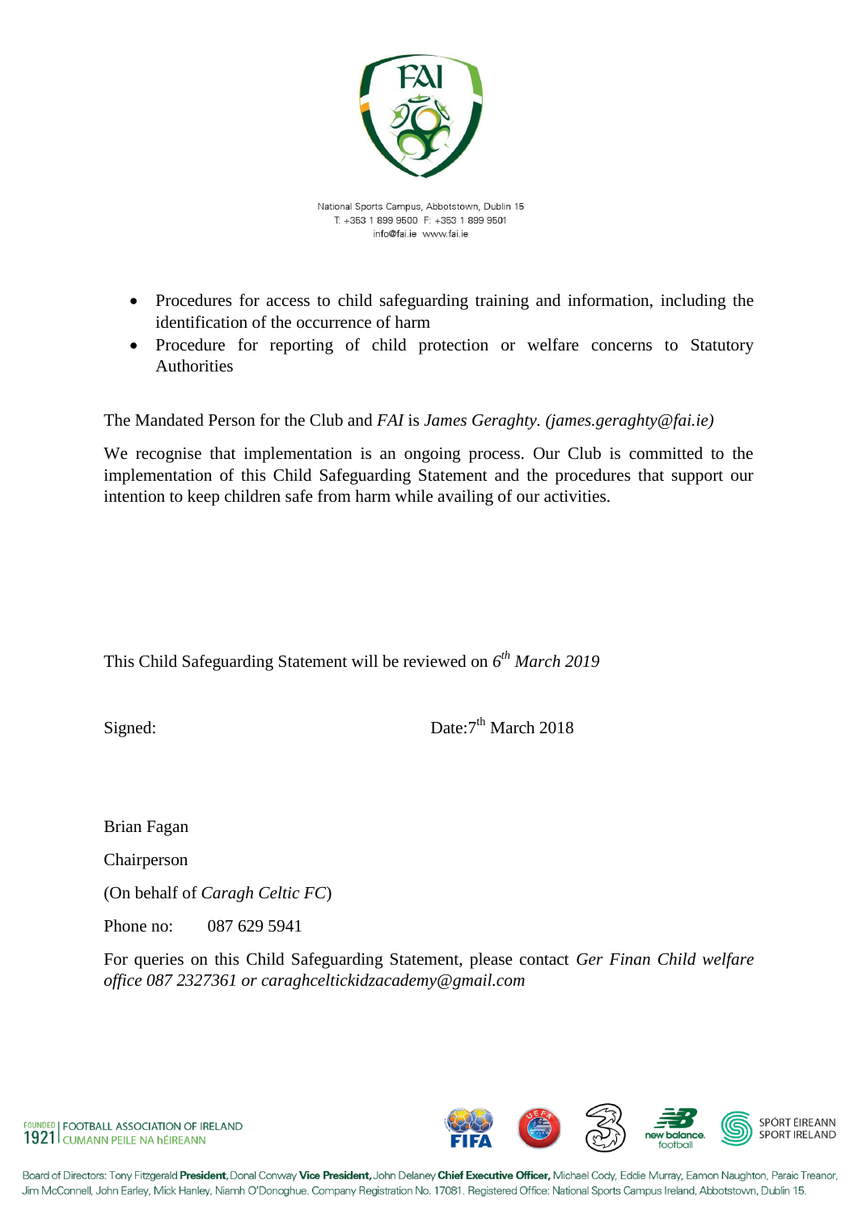- Procedures for access to child safeguarding training and information, including the identification of the occurrence of harm
- Procedure for reporting of child protection or welfare concerns to Statutory Authorities

The Mandated Person for the Club and *FAI* is *James Geraghty. (james.geraghty@fai.ie)*

We recognise that implementation is an ongoing process. Our Club is committed to the implementation of this Child Safeguarding Statement and the procedures that support our intention to keep children safe from harm while availing of our activities.

This Child Safeguarding Statement will be reviewed on *6th March 2019*

Signed: Date:7th March 2018

Brian Fagan

Chairperson

(On behalf of *Caragh Celtic FC*)

Phone no: 087 629 5941

For queries on this Child Safeguarding Statement, please contact *Ger Finan Child welfare office 087 2327361 or caraghceltickidzacademy@gmail.com*